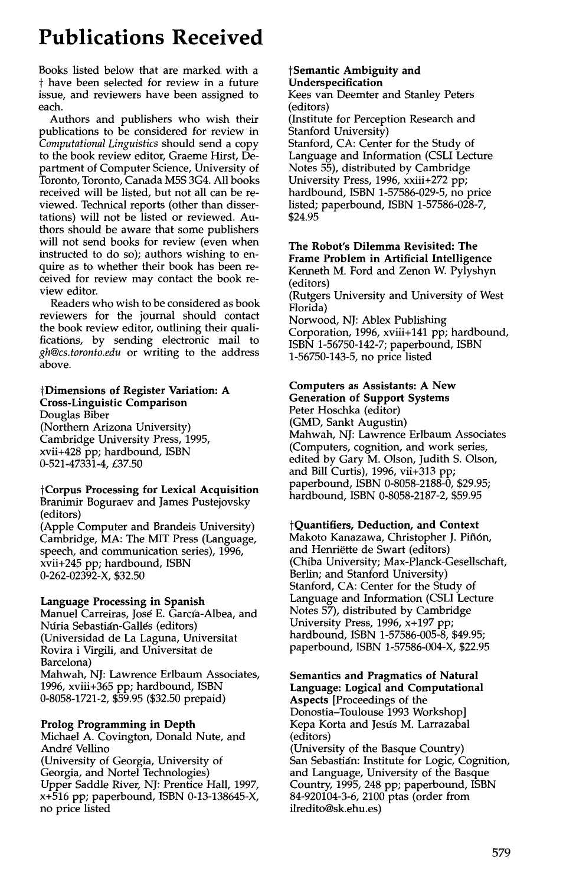# Publications Received

Books listed below that are marked with a † have been selected for review in a future issue, and reviewers have been assigned to each.

Authors and publishers who wish their publications to be considered for review in *Computational Linguistics* should send a copy to the book review editor, Graeme Hirst, Department of Computer Science, University of Toronto, Toronto, Canada M5S 3G4. All books received will be listed, but not all can be reviewed. Technical reports (other than dissertations) will not be listed or reviewed. Authors should be aware that some publishers will not send books for review (even when instructed to do so); authors wishing to enquire as to whether their book has been received for review may contact the book review editor.

Readers who wish to be considered as book reviewers for the journal should contact the book review editor, outlining their qualifications, by sending electronic mail to *gh@cs.toronto.edu* or writing to the address above.

**†Dimensions of Register Variation: A Cross-Linguistic Comparison**
Douglas Biber
(Northern Arizona University)
Cambridge University Press, 1995, xvii+428 pp; hardbound, ISBN 0-521-47331-4, £37.50

**†Corpus Processing for Lexical Acquisition**
Branimir Boguraev and James Pustejovsky (editors)
(Apple Computer and Brandeis University)
Cambridge, MA: The MIT Press (Language, speech, and communication series), 1996, xvii+245 pp; hardbound, ISBN 0-262-02392-X, $32.50

**Language Processing in Spanish**
Manuel Carreiras, José E. García-Albea, and Núria Sebastián-Gallés (editors)
(Universidad de La Laguna, Universitat Rovira i Virgili, and Universitat de Barcelona)
Mahwah, NJ: Lawrence Erlbaum Associates, 1996, xviii+365 pp; hardbound, ISBN 0-8058-1721-2, $59.95 ($32.50 prepaid)

**Prolog Programming in Depth**
Michael A. Covington, Donald Nute, and André Vellino
(University of Georgia, University of Georgia, and Nortel Technologies)
Upper Saddle River, NJ: Prentice Hall, 1997, x+516 pp; paperbound, ISBN 0-13-138645-X, no price listed

**†Semantic Ambiguity and Underspecification**
Kees van Deemter and Stanley Peters (editors)
(Institute for Perception Research and Stanford University)
Stanford, CA: Center for the Study of Language and Information (CSLI Lecture Notes 55), distributed by Cambridge University Press, 1996, xxiii+272 pp; hardbound, ISBN 1-57586-029-5, no price listed; paperbound, ISBN 1-57586-028-7, $24.95

**The Robot's Dilemma Revisited: The Frame Problem in Artificial Intelligence**
Kenneth M. Ford and Zenon W. Pylyshyn (editors)
(Rutgers University and University of West Florida)
Norwood, NJ: Ablex Publishing Corporation, 1996, xviii+141 pp; hardbound, ISBN 1-56750-142-7; paperbound, ISBN 1-56750-143-5, no price listed

**Computers as Assistants: A New Generation of Support Systems**
Peter Hoschka (editor)
(GMD, Sankt Augustin)
Mahwah, NJ: Lawrence Erlbaum Associates (Computers, cognition, and work series, edited by Gary M. Olson, Judith S. Olson, and Bill Curtis), 1996, vii+313 pp; paperbound, ISBN 0-8058-2188-0, $29.95; hardbound, ISBN 0-8058-2187-2, $59.95

**†Quantifiers, Deduction, and Context**
Makoto Kanazawa, Christopher J. Piñón, and Henriëtte de Swart (editors)
(Chiba University; Max-Planck-Gesellschaft, Berlin; and Stanford University)
Stanford, CA: Center for the Study of Language and Information (CSLI Lecture Notes 57), distributed by Cambridge University Press, 1996, x+197 pp; hardbound, ISBN 1-57586-005-8, $49.95; paperbound, ISBN 1-57586-004-X, $22.95

**Semantics and Pragmatics of Natural Language: Logical and Computational Aspects** [Proceedings of the Donostia–Toulouse 1993 Workshop]
Kepa Korta and Jesús M. Larrazabal (editors)
(University of the Basque Country)
San Sebastián: Institute for Logic, Cognition, and Language, University of the Basque Country, 1995, 248 pp; paperbound, ISBN 84-920104-3-6, 2100 ptas (order from ilredito@sk.ehu.es)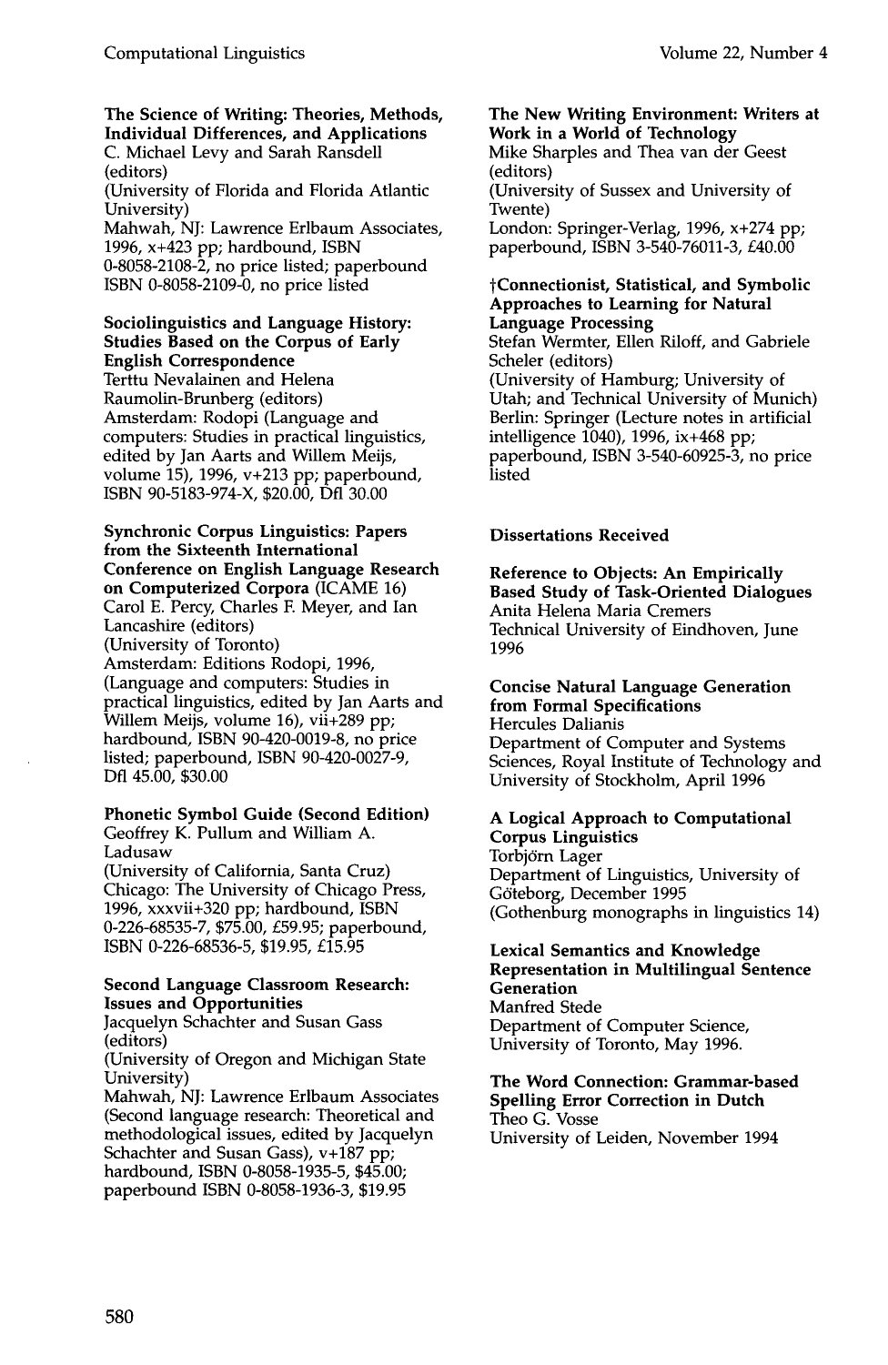**The Science of Writing: Theories, Methods, Individual Differences, and Applications**
C. Michael Levy and Sarah Ransdell (editors)
(University of Florida and Florida Atlantic University)
Mahwah, NJ: Lawrence Erlbaum Associates, 1996, x+423 pp; hardbound, ISBN 0-8058-2108-2, no price listed; paperbound ISBN 0-8058-2109-0, no price listed

**Sociolinguistics and Language History: Studies Based on the Corpus of Early English Correspondence**
Terttu Nevalainen and Helena Raumolin-Brunberg (editors)
Amsterdam: Rodopi (Language and computers: Studies in practical linguistics, edited by Jan Aarts and Willem Meijs, volume 15), 1996, v+213 pp; paperbound, ISBN 90-5183-974-X, $20.00, Dfl 30.00

**Synchronic Corpus Linguistics: Papers from the Sixteenth International Conference on English Language Research on Computerized Corpora** (ICAME 16)
Carol E. Percy, Charles F. Meyer, and Ian Lancashire (editors)
(University of Toronto)
Amsterdam: Editions Rodopi, 1996, (Language and computers: Studies in practical linguistics, edited by Jan Aarts and Willem Meijs, volume 16), vii+289 pp; hardbound, ISBN 90-420-0019-8, no price listed; paperbound, ISBN 90-420-0027-9, Dfl 45.00, $30.00

**Phonetic Symbol Guide (Second Edition)**
Geoffrey K. Pullum and William A. Ladusaw
(University of California, Santa Cruz)
Chicago: The University of Chicago Press, 1996, xxxvii+320 pp; hardbound, ISBN 0-226-68535-7, $75.00, £59.95; paperbound, ISBN 0-226-68536-5, $19.95, £15.95

**Second Language Classroom Research: Issues and Opportunities**
Jacquelyn Schachter and Susan Gass (editors)
(University of Oregon and Michigan State University)
Mahwah, NJ: Lawrence Erlbaum Associates (Second language research: Theoretical and methodological issues, edited by Jacquelyn Schachter and Susan Gass), v+187 pp; hardbound, ISBN 0-8058-1935-5, $45.00; paperbound ISBN 0-8058-1936-3, $19.95

**The New Writing Environment: Writers at Work in a World of Technology**
Mike Sharples and Thea van der Geest (editors)
(University of Sussex and University of Twente)
London: Springer-Verlag, 1996, x+274 pp; paperbound, ISBN 3-540-76011-3, £40.00

**†Connectionist, Statistical, and Symbolic Approaches to Learning for Natural Language Processing**
Stefan Wermter, Ellen Riloff, and Gabriele Scheler (editors)
(University of Hamburg; University of Utah; and Technical University of Munich)
Berlin: Springer (Lecture notes in artificial intelligence 1040), 1996, ix+468 pp; paperbound, ISBN 3-540-60925-3, no price listed

## Dissertations Received

**Reference to Objects: An Empirically Based Study of Task-Oriented Dialogues**
Anita Helena Maria Cremers
Technical University of Eindhoven, June 1996

**Concise Natural Language Generation from Formal Specifications**
Hercules Dalianis
Department of Computer and Systems Sciences, Royal Institute of Technology and University of Stockholm, April 1996

**A Logical Approach to Computational Corpus Linguistics**
Torbjörn Lager
Department of Linguistics, University of Göteborg, December 1995
(Gothenburg monographs in linguistics 14)

**Lexical Semantics and Knowledge Representation in Multilingual Sentence Generation**
Manfred Stede
Department of Computer Science, University of Toronto, May 1996.

**The Word Connection: Grammar-based Spelling Error Correction in Dutch**
Theo G. Vosse
University of Leiden, November 1994